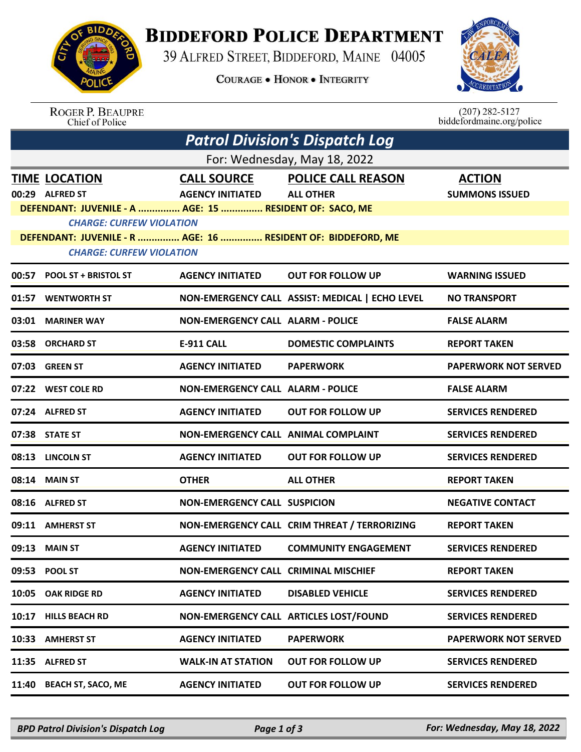# BIDDEFORD POLICE DEPARTMENT

39 ALFRED STREET, BIDDEFORD, MAINE 04005

COURAGE • HONOR • INTEGRITY

ROGER P. BEAUPRE
Chief of Police

(207) 282-5127
biddefordmaine.org/police

## *Patrol Division's Dispatch Log*

For: Wednesday, May 18, 2022

| TIME | LOCATION | CALL SOURCE | POLICE CALL REASON | ACTION |
|---|---|---|---|---|
| 00:29 | ALFRED ST | AGENCY INITIATED | ALL OTHER | SUMMONS ISSUED |
| | DEFENDANT: JUVENILE - A ............... AGE: 15 ............... RESIDENT OF: SACO, ME | | | |
| | *CHARGE: CURFEW VIOLATION* | | | |
| | DEFENDANT: JUVENILE - R .............. AGE: 16 .............. RESIDENT OF: BIDDEFORD, ME | | | |
| | *CHARGE: CURFEW VIOLATION* | | | |
| 00:57 | POOL ST + BRISTOL ST | AGENCY INITIATED | OUT FOR FOLLOW UP | WARNING ISSUED |
| 01:57 | WENTWORTH ST | NON-EMERGENCY CALL | ASSIST: MEDICAL \| ECHO LEVEL | NO TRANSPORT |
| 03:01 | MARINER WAY | NON-EMERGENCY CALL | ALARM - POLICE | FALSE ALARM |
| 03:58 | ORCHARD ST | E-911 CALL | DOMESTIC COMPLAINTS | REPORT TAKEN |
| 07:03 | GREEN ST | AGENCY INITIATED | PAPERWORK | PAPERWORK NOT SERVED |
| 07:22 | WEST COLE RD | NON-EMERGENCY CALL | ALARM - POLICE | FALSE ALARM |
| 07:24 | ALFRED ST | AGENCY INITIATED | OUT FOR FOLLOW UP | SERVICES RENDERED |
| 07:38 | STATE ST | NON-EMERGENCY CALL | ANIMAL COMPLAINT | SERVICES RENDERED |
| 08:13 | LINCOLN ST | AGENCY INITIATED | OUT FOR FOLLOW UP | SERVICES RENDERED |
| 08:14 | MAIN ST | OTHER | ALL OTHER | REPORT TAKEN |
| 08:16 | ALFRED ST | NON-EMERGENCY CALL | SUSPICION | NEGATIVE CONTACT |
| 09:11 | AMHERST ST | NON-EMERGENCY CALL | CRIM THREAT / TERRORIZING | REPORT TAKEN |
| 09:13 | MAIN ST | AGENCY INITIATED | COMMUNITY ENGAGEMENT | SERVICES RENDERED |
| 09:53 | POOL ST | NON-EMERGENCY CALL | CRIMINAL MISCHIEF | REPORT TAKEN |
| 10:05 | OAK RIDGE RD | AGENCY INITIATED | DISABLED VEHICLE | SERVICES RENDERED |
| 10:17 | HILLS BEACH RD | NON-EMERGENCY CALL | ARTICLES LOST/FOUND | SERVICES RENDERED |
| 10:33 | AMHERST ST | AGENCY INITIATED | PAPERWORK | PAPERWORK NOT SERVED |
| 11:35 | ALFRED ST | WALK-IN AT STATION | OUT FOR FOLLOW UP | SERVICES RENDERED |
| 11:40 | BEACH ST, SACO, ME | AGENCY INITIATED | OUT FOR FOLLOW UP | SERVICES RENDERED |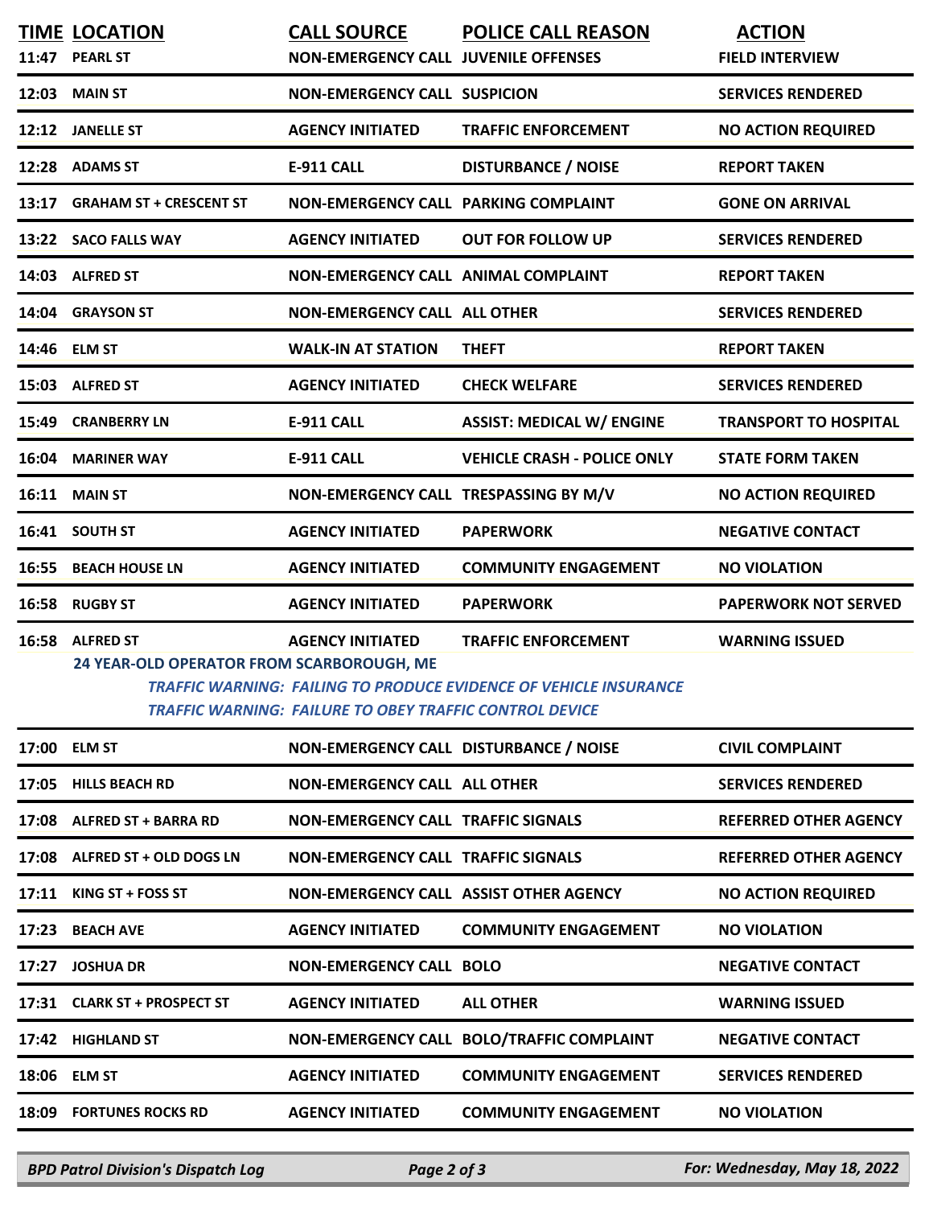| TIME | LOCATION | CALL SOURCE | POLICE CALL REASON | ACTION |
|---|---|---|---|---|
| 11:47 | PEARL ST | NON-EMERGENCY CALL | JUVENILE OFFENSES | FIELD INTERVIEW |
| 12:03 | MAIN ST | NON-EMERGENCY CALL | SUSPICION | SERVICES RENDERED |
| 12:12 | JANELLE ST | AGENCY INITIATED | TRAFFIC ENFORCEMENT | NO ACTION REQUIRED |
| 12:28 | ADAMS ST | E-911 CALL | DISTURBANCE / NOISE | REPORT TAKEN |
| 13:17 | GRAHAM ST + CRESCENT ST | NON-EMERGENCY CALL | PARKING COMPLAINT | GONE ON ARRIVAL |
| 13:22 | SACO FALLS WAY | AGENCY INITIATED | OUT FOR FOLLOW UP | SERVICES RENDERED |
| 14:03 | ALFRED ST | NON-EMERGENCY CALL | ANIMAL COMPLAINT | REPORT TAKEN |
| 14:04 | GRAYSON ST | NON-EMERGENCY CALL | ALL OTHER | SERVICES RENDERED |
| 14:46 | ELM ST | WALK-IN AT STATION | THEFT | REPORT TAKEN |
| 15:03 | ALFRED ST | AGENCY INITIATED | CHECK WELFARE | SERVICES RENDERED |
| 15:49 | CRANBERRY LN | E-911 CALL | ASSIST: MEDICAL W/ ENGINE | TRANSPORT TO HOSPITAL |
| 16:04 | MARINER WAY | E-911 CALL | VEHICLE CRASH - POLICE ONLY | STATE FORM TAKEN |
| 16:11 | MAIN ST | NON-EMERGENCY CALL | TRESPASSING BY M/V | NO ACTION REQUIRED |
| 16:41 | SOUTH ST | AGENCY INITIATED | PAPERWORK | NEGATIVE CONTACT |
| 16:55 | BEACH HOUSE LN | AGENCY INITIATED | COMMUNITY ENGAGEMENT | NO VIOLATION |
| 16:58 | RUGBY ST | AGENCY INITIATED | PAPERWORK | PAPERWORK NOT SERVED |
| 16:58 | ALFRED ST | AGENCY INITIATED | TRAFFIC ENFORCEMENT | WARNING ISSUED |
| | 24 YEAR-OLD OPERATOR FROM SCARBOROUGH, ME<br>*TRAFFIC WARNING: FAILING TO PRODUCE EVIDENCE OF VEHICLE INSURANCE*<br>*TRAFFIC WARNING: FAILURE TO OBEY TRAFFIC CONTROL DEVICE* | | | |
| 17:00 | ELM ST | NON-EMERGENCY CALL | DISTURBANCE / NOISE | CIVIL COMPLAINT |
| 17:05 | HILLS BEACH RD | NON-EMERGENCY CALL | ALL OTHER | SERVICES RENDERED |
| 17:08 | ALFRED ST + BARRA RD | NON-EMERGENCY CALL | TRAFFIC SIGNALS | REFERRED OTHER AGENCY |
| 17:08 | ALFRED ST + OLD DOGS LN | NON-EMERGENCY CALL | TRAFFIC SIGNALS | REFERRED OTHER AGENCY |
| 17:11 | KING ST + FOSS ST | NON-EMERGENCY CALL | ASSIST OTHER AGENCY | NO ACTION REQUIRED |
| 17:23 | BEACH AVE | AGENCY INITIATED | COMMUNITY ENGAGEMENT | NO VIOLATION |
| 17:27 | JOSHUA DR | NON-EMERGENCY CALL | BOLO | NEGATIVE CONTACT |
| 17:31 | CLARK ST + PROSPECT ST | AGENCY INITIATED | ALL OTHER | WARNING ISSUED |
| 17:42 | HIGHLAND ST | NON-EMERGENCY CALL | BOLO/TRAFFIC COMPLAINT | NEGATIVE CONTACT |
| 18:06 | ELM ST | AGENCY INITIATED | COMMUNITY ENGAGEMENT | SERVICES RENDERED |
| 18:09 | FORTUNES ROCKS RD | AGENCY INITIATED | COMMUNITY ENGAGEMENT | NO VIOLATION |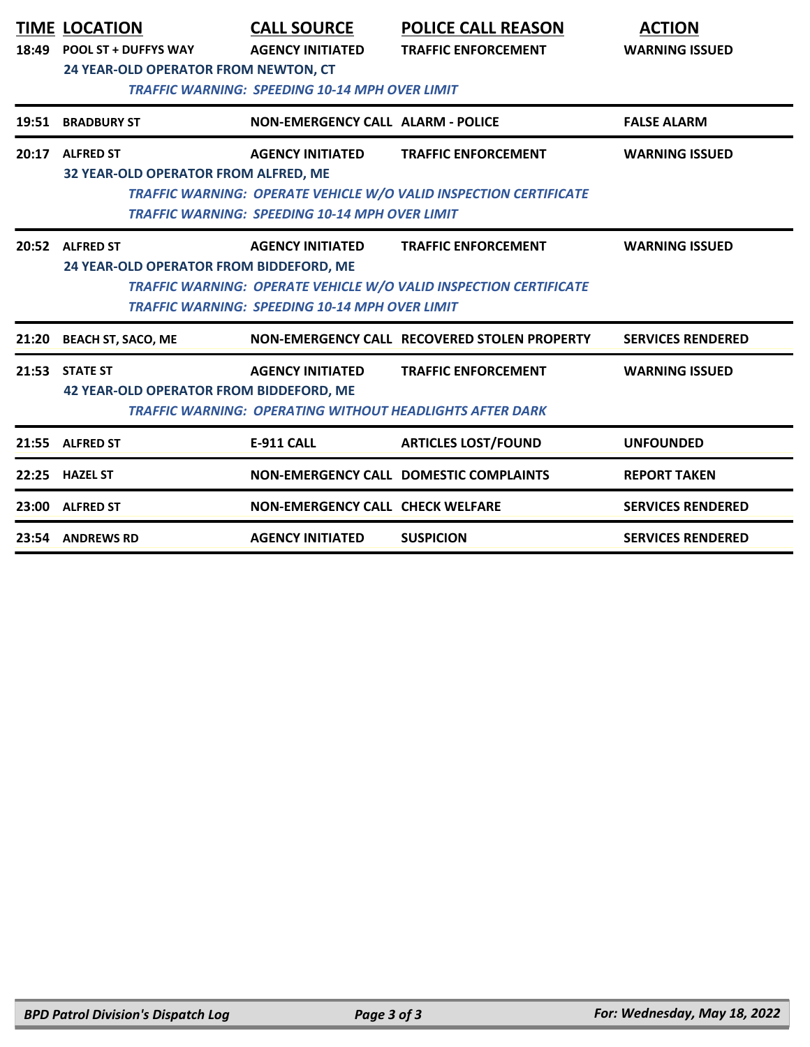| TIME | LOCATION | CALL SOURCE | POLICE CALL REASON | ACTION |
|---|---|---|---|---|
| 18:49 | POOL ST + DUFFYS WAY | AGENCY INITIATED | TRAFFIC ENFORCEMENT | WARNING ISSUED |
| | 24 YEAR-OLD OPERATOR FROM NEWTON, CT | | | |
| | | *TRAFFIC WARNING: SPEEDING 10-14 MPH OVER LIMIT* | | |
| 19:51 | BRADBURY ST | NON-EMERGENCY CALL | ALARM - POLICE | FALSE ALARM |
| 20:17 | ALFRED ST | AGENCY INITIATED | TRAFFIC ENFORCEMENT | WARNING ISSUED |
| | 32 YEAR-OLD OPERATOR FROM ALFRED, ME | | | |
| | | *TRAFFIC WARNING: OPERATE VEHICLE W/O VALID INSPECTION CERTIFICATE* | | |
| | | *TRAFFIC WARNING: SPEEDING 10-14 MPH OVER LIMIT* | | |
| 20:52 | ALFRED ST | AGENCY INITIATED | TRAFFIC ENFORCEMENT | WARNING ISSUED |
| | 24 YEAR-OLD OPERATOR FROM BIDDEFORD, ME | | | |
| | | *TRAFFIC WARNING: OPERATE VEHICLE W/O VALID INSPECTION CERTIFICATE* | | |
| | | *TRAFFIC WARNING: SPEEDING 10-14 MPH OVER LIMIT* | | |
| 21:20 | BEACH ST, SACO, ME | NON-EMERGENCY CALL | RECOVERED STOLEN PROPERTY | SERVICES RENDERED |
| 21:53 | STATE ST | AGENCY INITIATED | TRAFFIC ENFORCEMENT | WARNING ISSUED |
| | 42 YEAR-OLD OPERATOR FROM BIDDEFORD, ME | | | |
| | | *TRAFFIC WARNING: OPERATING WITHOUT HEADLIGHTS AFTER DARK* | | |
| 21:55 | ALFRED ST | E-911 CALL | ARTICLES LOST/FOUND | UNFOUNDED |
| 22:25 | HAZEL ST | NON-EMERGENCY CALL | DOMESTIC COMPLAINTS | REPORT TAKEN |
| 23:00 | ALFRED ST | NON-EMERGENCY CALL | CHECK WELFARE | SERVICES RENDERED |
| 23:54 | ANDREWS RD | AGENCY INITIATED | SUSPICION | SERVICES RENDERED |